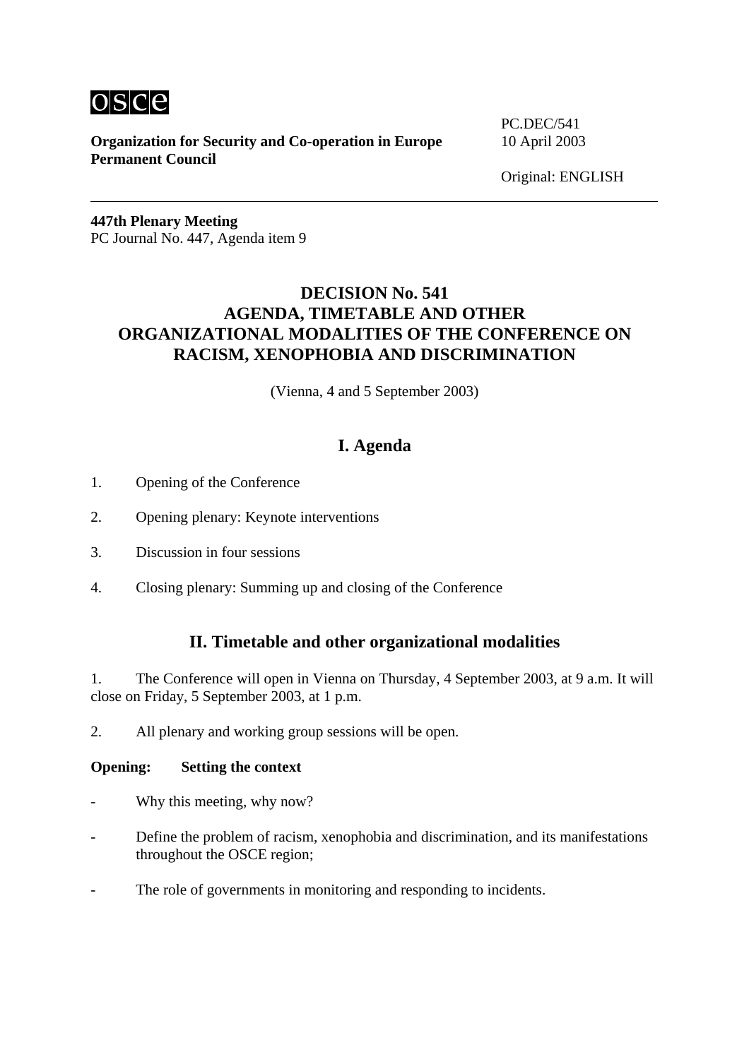osce

**Organization for Security and Co-operation in Europe**
**Permanent Council**

PC.DEC/541
10 April 2003

Original: ENGLISH

---

**447th Plenary Meeting**
PC Journal No. 447, Agenda item 9

# DECISION No. 541
# AGENDA, TIMETABLE AND OTHER ORGANIZATIONAL MODALITIES OF THE CONFERENCE ON RACISM, XENOPHOBIA AND DISCRIMINATION

(Vienna, 4 and 5 September 2003)

## I. Agenda

1. Opening of the Conference

2. Opening plenary: Keynote interventions

3. Discussion in four sessions

4. Closing plenary: Summing up and closing of the Conference

## II. Timetable and other organizational modalities

1. The Conference will open in Vienna on Thursday, 4 September 2003, at 9 a.m. It will close on Friday, 5 September 2003, at 1 p.m.

2. All plenary and working group sessions will be open.

**Opening: Setting the context**

- Why this meeting, why now?

- Define the problem of racism, xenophobia and discrimination, and its manifestations throughout the OSCE region;

- The role of governments in monitoring and responding to incidents.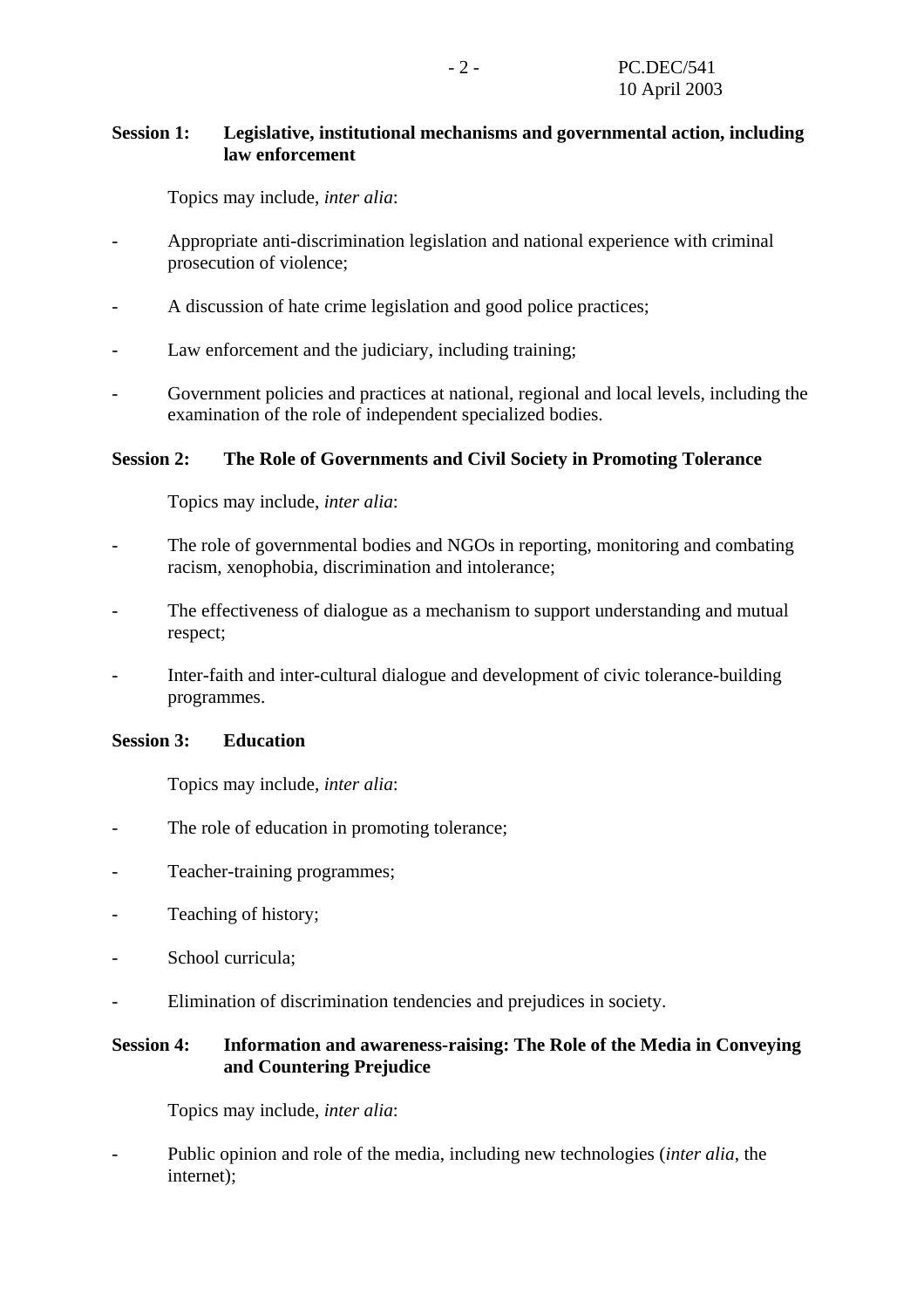**Session 1: Legislative, institutional mechanisms and governmental action, including law enforcement**

Topics may include, *inter alia*:

- Appropriate anti-discrimination legislation and national experience with criminal prosecution of violence;
- A discussion of hate crime legislation and good police practices;
- Law enforcement and the judiciary, including training;
- Government policies and practices at national, regional and local levels, including the examination of the role of independent specialized bodies.

**Session 2: The Role of Governments and Civil Society in Promoting Tolerance**

Topics may include, *inter alia*:

- The role of governmental bodies and NGOs in reporting, monitoring and combating racism, xenophobia, discrimination and intolerance;
- The effectiveness of dialogue as a mechanism to support understanding and mutual respect;
- Inter-faith and inter-cultural dialogue and development of civic tolerance-building programmes.

**Session 3: Education**

Topics may include, *inter alia*:

- The role of education in promoting tolerance;
- Teacher-training programmes;
- Teaching of history;
- School curricula;
- Elimination of discrimination tendencies and prejudices in society.

**Session 4: Information and awareness-raising: The Role of the Media in Conveying and Countering Prejudice**

Topics may include, *inter alia*:

- Public opinion and role of the media, including new technologies (*inter alia*, the internet);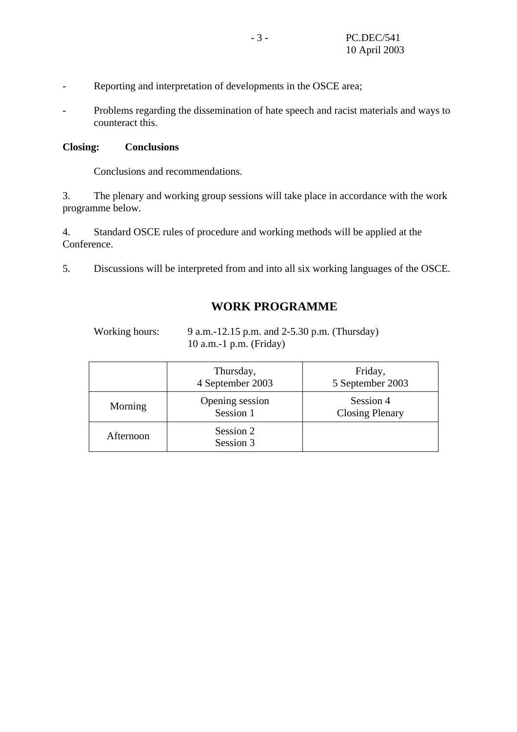- Reporting and interpretation of developments in the OSCE area;
- Problems regarding the dissemination of hate speech and racist materials and ways to counteract this.

**Closing: Conclusions**

Conclusions and recommendations.

3. The plenary and working group sessions will take place in accordance with the work programme below.

4. Standard OSCE rules of procedure and working methods will be applied at the Conference.

5. Discussions will be interpreted from and into all six working languages of the OSCE.

## WORK PROGRAMME

Working hours: 9 a.m.-12.15 p.m. and 2-5.30 p.m. (Thursday)
10 a.m.-1 p.m. (Friday)

| | Thursday, 4 September 2003 | Friday, 5 September 2003 |
|---|---|---|
| Morning | Opening session<br>Session 1 | Session 4<br>Closing Plenary |
| Afternoon | Session 2<br>Session 3 | |